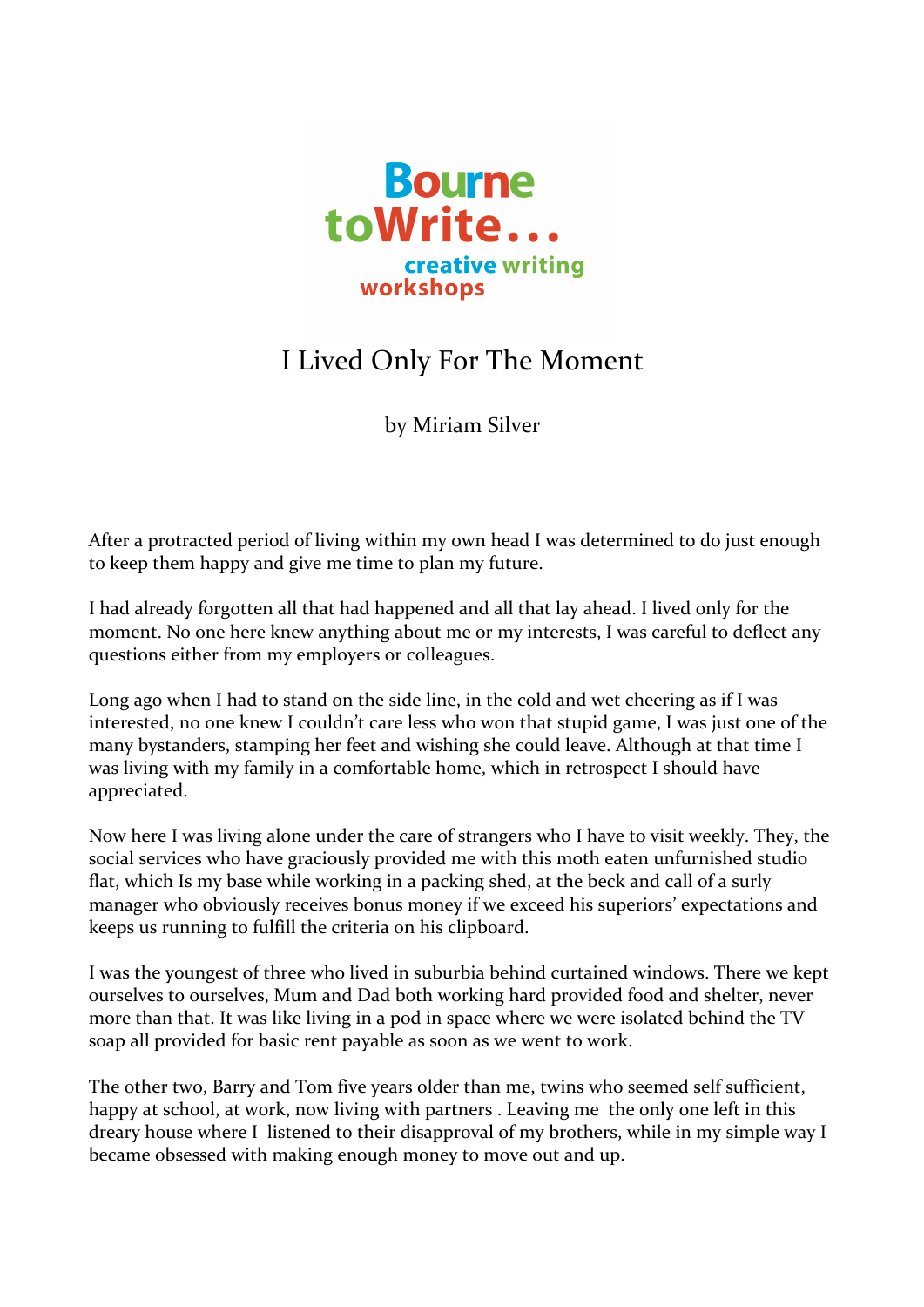Bourne toWrite... creative writing workshops

# I Lived Only For The Moment

by Miriam Silver

After a protracted period of living within my own head I was determined to do just enough to keep them happy and give me time to plan my future.

I had already forgotten all that had happened and all that lay ahead. I lived only for the moment. No one here knew anything about me or my interests, I was careful to deflect any questions either from my employers or colleagues.

Long ago when I had to stand on the side line, in the cold and wet cheering as if I was interested, no one knew I couldn't care less who won that stupid game, I was just one of the many bystanders, stamping her feet and wishing she could leave. Although at that time I was living with my family in a comfortable home, which in retrospect I should have appreciated.

Now here I was living alone under the care of strangers who I have to visit weekly. They, the social services who have graciously provided me with this moth eaten unfurnished studio flat, which Is my base while working in a packing shed, at the beck and call of a surly manager who obviously receives bonus money if we exceed his superiors' expectations and keeps us running to fulfill the criteria on his clipboard.

I was the youngest of three who lived in suburbia behind curtained windows. There we kept ourselves to ourselves, Mum and Dad both working hard provided food and shelter, never more than that. It was like living in a pod in space where we were isolated behind the TV soap all provided for basic rent payable as soon as we went to work.

The other two, Barry and Tom five years older than me, twins who seemed self sufficient, happy at school, at work, now living with partners . Leaving me the only one left in this dreary house where I listened to their disapproval of my brothers, while in my simple way I became obsessed with making enough money to move out and up.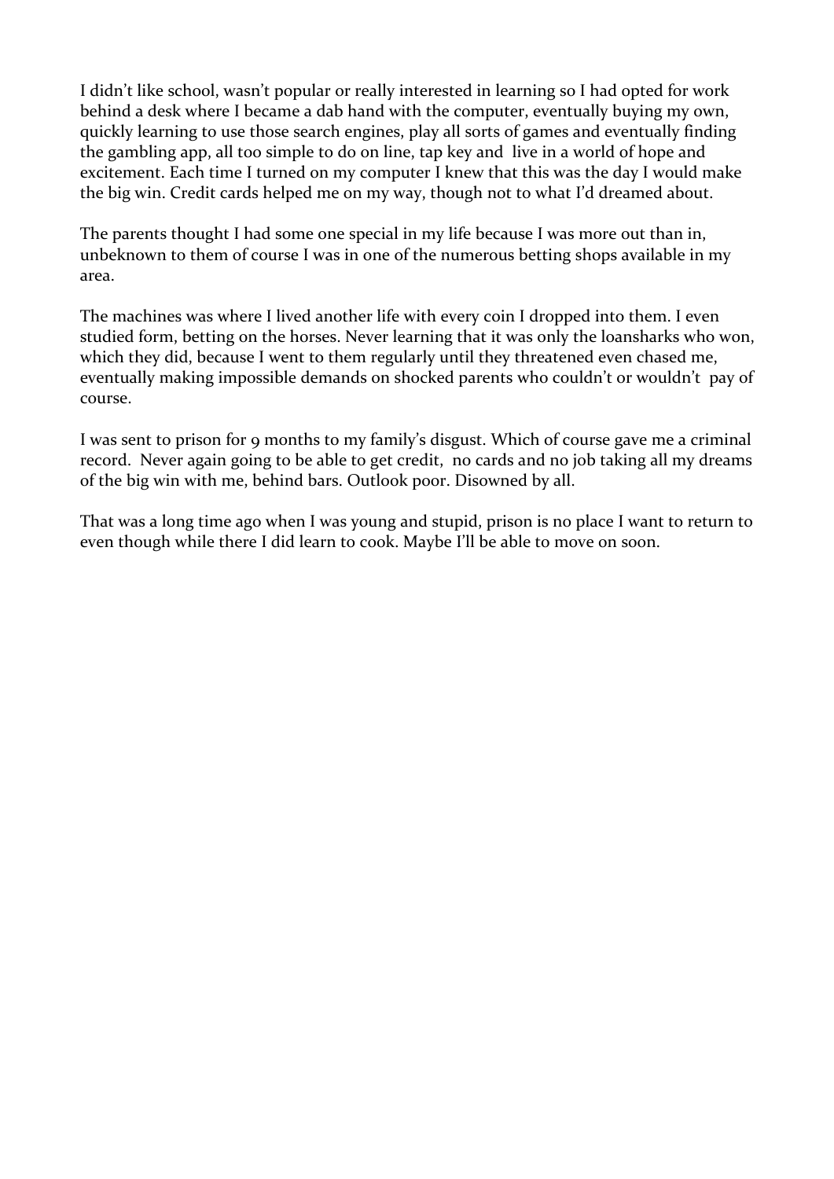I didn't like school, wasn't popular or really interested in learning so I had opted for work behind a desk where I became a dab hand with the computer, eventually buying my own, quickly learning to use those search engines, play all sorts of games and eventually finding the gambling app, all too simple to do on line, tap key and live in a world of hope and excitement. Each time I turned on my computer I knew that this was the day I would make the big win. Credit cards helped me on my way, though not to what I'd dreamed about.

The parents thought I had some one special in my life because I was more out than in, unbeknown to them of course I was in one of the numerous betting shops available in my area.

The machines was where I lived another life with every coin I dropped into them. I even studied form, betting on the horses. Never learning that it was only the loansharks who won, which they did, because I went to them regularly until they threatened even chased me, eventually making impossible demands on shocked parents who couldn't or wouldn't pay of course.

I was sent to prison for 9 months to my family's disgust. Which of course gave me a criminal record. Never again going to be able to get credit, no cards and no job taking all my dreams of the big win with me, behind bars. Outlook poor. Disowned by all.

That was a long time ago when I was young and stupid, prison is no place I want to return to even though while there I did learn to cook. Maybe I'll be able to move on soon.